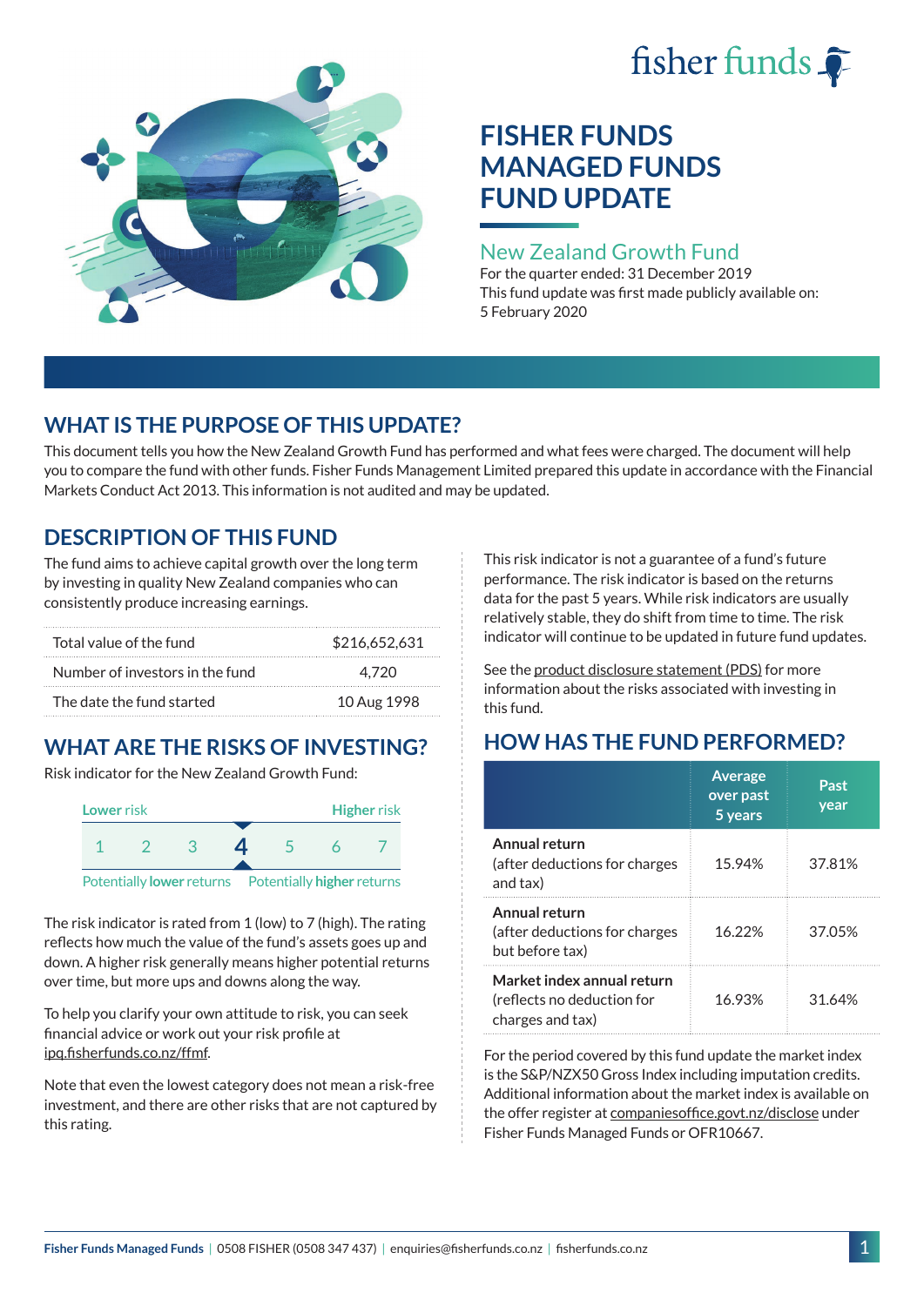# FISHER FUNDS MANAGED FUNDS FUND UPDATE

## New Zealand Growth Fund

For the quarter ended: 31 December 2019

This fund update was first made publicly available on: 5 February 2020

## WHAT IS THE PURPOSE OF THIS UPDATE?

This document tells you how the New Zealand Growth Fund has performed and what fees were charged. The document will help you to compare the fund with other funds. Fisher Funds Management Limited prepared this update in accordance with the Financial Markets Conduct Act 2013. This information is not audited and may be updated.

## DESCRIPTION OF THIS FUND

The fund aims to achieve capital growth over the long term by investing in quality New Zealand companies who can consistently produce increasing earnings.

| | |
|---|---|
| Total value of the fund | $216,652,631 |
| Number of investors in the fund | 4,720 |
| The date the fund started | 10 Aug 1998 |

## WHAT ARE THE RISKS OF INVESTING?

Risk indicator for the New Zealand Growth Fund:

| Lower risk | | | | | | Higher risk |
|---|---|---|---|---|---|---|
| 1 | 2 | 3 | **4** | 5 | 6 | 7 |
| Potentially lower returns | | | | | | Potentially higher returns |

The risk indicator is rated from 1 (low) to 7 (high). The rating reflects how much the value of the fund's assets goes up and down. A higher risk generally means higher potential returns over time, but more ups and downs along the way.

To help you clarify your own attitude to risk, you can seek financial advice or work out your risk profile at ipq.fisherfunds.co.nz/ffmf.

Note that even the lowest category does not mean a risk-free investment, and there are other risks that are not captured by this rating.

This risk indicator is not a guarantee of a fund's future performance. The risk indicator is based on the returns data for the past 5 years. While risk indicators are usually relatively stable, they do shift from time to time. The risk indicator will continue to be updated in future fund updates.

See the product disclosure statement (PDS) for more information about the risks associated with investing in this fund.

## HOW HAS THE FUND PERFORMED?

| | Average over past 5 years | Past year |
|---|---|---|
| **Annual return** (after deductions for charges and tax) | 15.94% | 37.81% |
| **Annual return** (after deductions for charges but before tax) | 16.22% | 37.05% |
| **Market index annual return** (reflects no deduction for charges and tax) | 16.93% | 31.64% |

For the period covered by this fund update the market index is the S&P/NZX50 Gross Index including imputation credits. Additional information about the market index is available on the offer register at companiesoffice.govt.nz/disclose under Fisher Funds Managed Funds or OFR10667.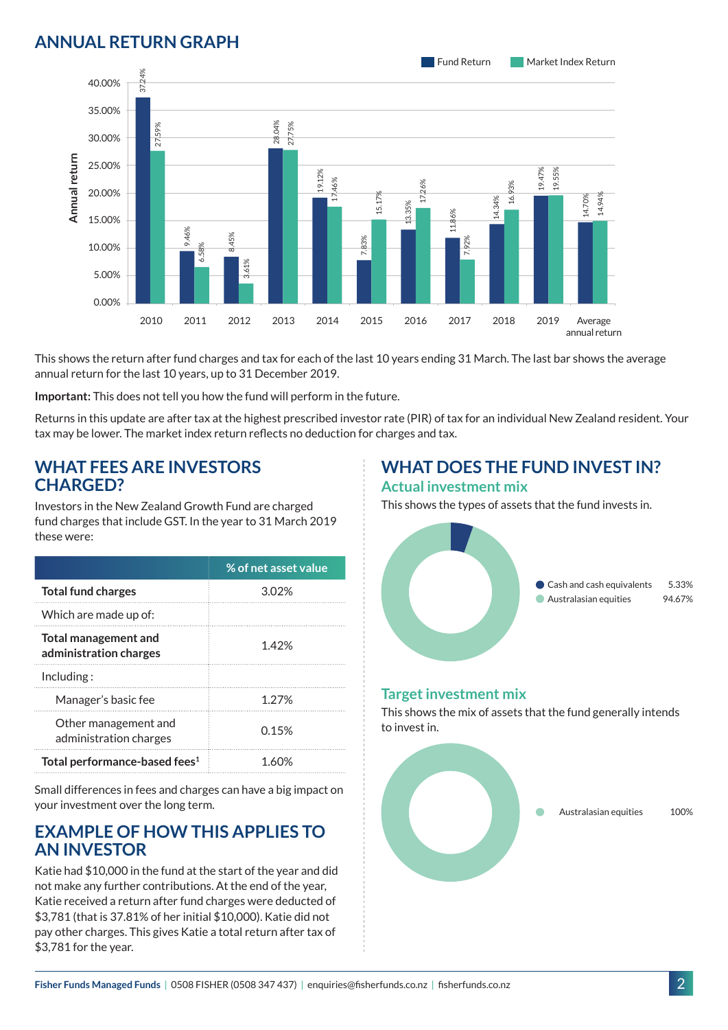## ANNUAL RETURN GRAPH

| Year | Fund Return | Market Index Return |
|---|---|---|
| 2010 | 37.24% | 27.59% |
| 2011 | 9.46% | 6.58% |
| 2012 | 8.45% | 3.61% |
| 2013 | 28.04% | 27.75% |
| 2014 | 19.12% | 17.46% |
| 2015 | 7.83% | 15.17% |
| 2016 | 13.35% | 17.26% |
| 2017 | 11.86% | 7.92% |
| 2018 | 14.34% | 16.93% |
| 2019 | 19.47% | 19.55% |
| Average annual return | 14.70% | 14.94% |

This shows the return after fund charges and tax for each of the last 10 years ending 31 March. The last bar shows the average annual return for the last 10 years, up to 31 December 2019.

**Important:** This does not tell you how the fund will perform in the future.

Returns in this update are after tax at the highest prescribed investor rate (PIR) of tax for an individual New Zealand resident. Your tax may be lower. The market index return reflects no deduction for charges and tax.

## WHAT FEES ARE INVESTORS CHARGED?

Investors in the New Zealand Growth Fund are charged fund charges that include GST. In the year to 31 March 2019 these were:

| | % of net asset value |
|---|---|
| **Total fund charges** | 3.02% |
| Which are made up of: | |
| **Total management and administration charges** | 1.42% |
| Including : | |
| Manager's basic fee | 1.27% |
| Other management and administration charges | 0.15% |
| **Total performance-based fees**[1] | 1.60% |

Small differences in fees and charges can have a big impact on your investment over the long term.

## EXAMPLE OF HOW THIS APPLIES TO AN INVESTOR

Katie had $10,000 in the fund at the start of the year and did not make any further contributions. At the end of the year, Katie received a return after fund charges were deducted of $3,781 (that is 37.81% of her initial $10,000). Katie did not pay other charges. This gives Katie a total return after tax of $3,781 for the year.

## WHAT DOES THE FUND INVEST IN?

### Actual investment mix

This shows the types of assets that the fund invests in.

| Asset | % |
|---|---|
| Cash and cash equivalents | 5.33% |
| Australasian equities | 94.67% |

### Target investment mix

This shows the mix of assets that the fund generally intends to invest in.

| Asset | % |
|---|---|
| Australasian equities | 100% |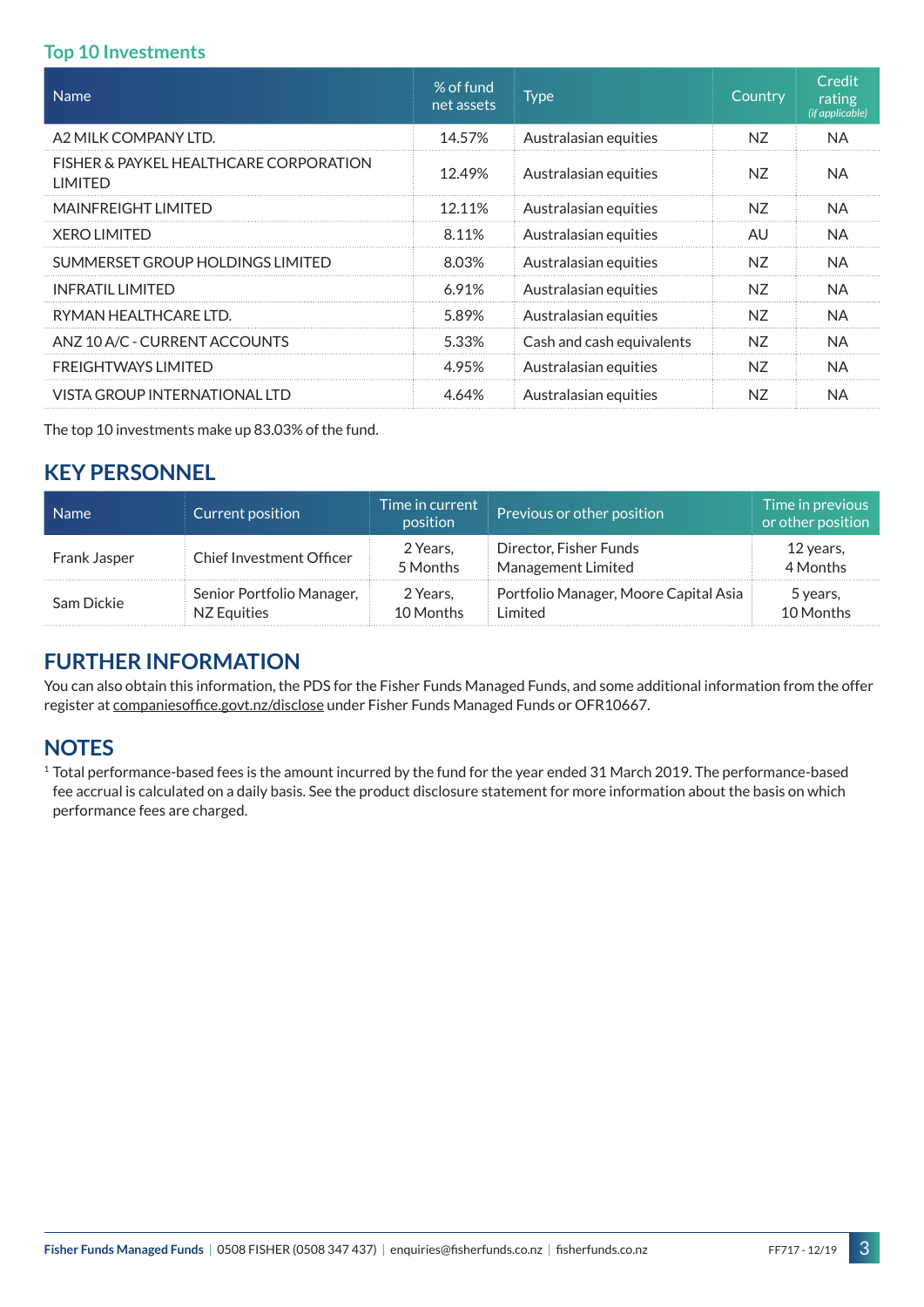## Top 10 Investments

| Name | % of fund net assets | Type | Country | Credit rating *(if applicable)* |
|---|---|---|---|---|
| A2 MILK COMPANY LTD. | 14.57% | Australasian equities | NZ | NA |
| FISHER & PAYKEL HEALTHCARE CORPORATION LIMITED | 12.49% | Australasian equities | NZ | NA |
| MAINFREIGHT LIMITED | 12.11% | Australasian equities | NZ | NA |
| XERO LIMITED | 8.11% | Australasian equities | AU | NA |
| SUMMERSET GROUP HOLDINGS LIMITED | 8.03% | Australasian equities | NZ | NA |
| INFRATIL LIMITED | 6.91% | Australasian equities | NZ | NA |
| RYMAN HEALTHCARE LTD. | 5.89% | Australasian equities | NZ | NA |
| ANZ 10 A/C - CURRENT ACCOUNTS | 5.33% | Cash and cash equivalents | NZ | NA |
| FREIGHTWAYS LIMITED | 4.95% | Australasian equities | NZ | NA |
| VISTA GROUP INTERNATIONAL LTD | 4.64% | Australasian equities | NZ | NA |

The top 10 investments make up 83.03% of the fund.

## KEY PERSONNEL

| Name | Current position | Time in current position | Previous or other position | Time in previous or other position |
|---|---|---|---|---|
| Frank Jasper | Chief Investment Officer | 2 Years, 5 Months | Director, Fisher Funds Management Limited | 12 years, 4 Months |
| Sam Dickie | Senior Portfolio Manager, NZ Equities | 2 Years, 10 Months | Portfolio Manager, Moore Capital Asia Limited | 5 years, 10 Months |

## FURTHER INFORMATION

You can also obtain this information, the PDS for the Fisher Funds Managed Funds, and some additional information from the offer register at companiesoffice.govt.nz/disclose under Fisher Funds Managed Funds or OFR10667.

## NOTES

[1] Total performance-based fees is the amount incurred by the fund for the year ended 31 March 2019. The performance-based fee accrual is calculated on a daily basis. See the product disclosure statement for more information about the basis on which performance fees are charged.